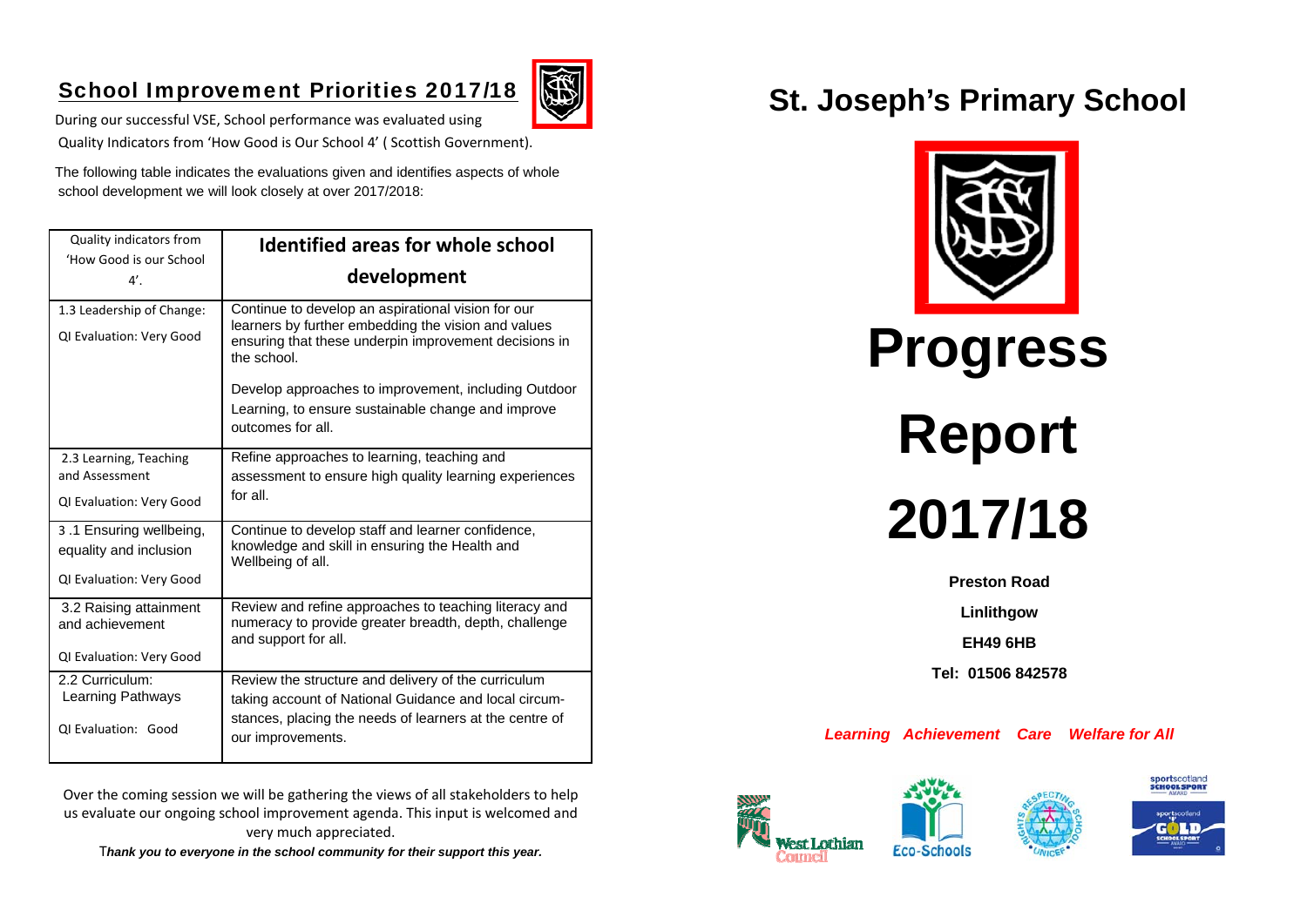## School Improvement Priorities 2017/18

During our successful VSE, School performance was evaluated using Quality Indicators from 'How Good is Our School 4' ( Scottish Government).

The following table indicates the evaluations given and identifies aspects of whole school development we will look closely at over 2017/2018:

| Quality indicators from 'How Good is our School 4'. | Identified areas for whole school development |
|---|---|
| 1.3 Leadership of Change:<br>QI Evaluation: Very Good | Continue to develop an aspirational vision for our learners by further embedding the vision and values ensuring that these underpin improvement decisions in the school.<br>Develop approaches to improvement, including Outdoor Learning, to ensure sustainable change and improve outcomes for all. |
| 2.3 Learning, Teaching and Assessment<br>QI Evaluation: Very Good | Refine approaches to learning, teaching and assessment to ensure high quality learning experiences for all. |
| 3 .1 Ensuring wellbeing, equality and inclusion<br>QI Evaluation: Very Good | Continue to develop staff and learner confidence, knowledge and skill in ensuring the Health and Wellbeing of all. |
| 3.2 Raising attainment and achievement<br>QI Evaluation: Very Good | Review and refine approaches to teaching literacy and numeracy to provide greater breadth, depth, challenge and support for all. |
| 2.2 Curriculum: Learning Pathways<br>QI Evaluation: Good | Review the structure and delivery of the curriculum taking account of National Guidance and local circumstances, placing the needs of learners at the centre of our improvements. |

Over the coming session we will be gathering the views of all stakeholders to help us evaluate our ongoing school improvement agenda. This input is welcomed and very much appreciated.

***Thank you to everyone in the school community for their support this year.***

# St. Joseph's Primary School

# Progress Report 2017/18

**Preston Road**

**Linlithgow**

**EH49 6HB**

**Tel: 01506 842578**

***Learning Achievement Care Welfare for All***

West Lothian Council · Eco-Schools · Rights Respecting Schools UNICEF · sportscotland School Sport Award Gold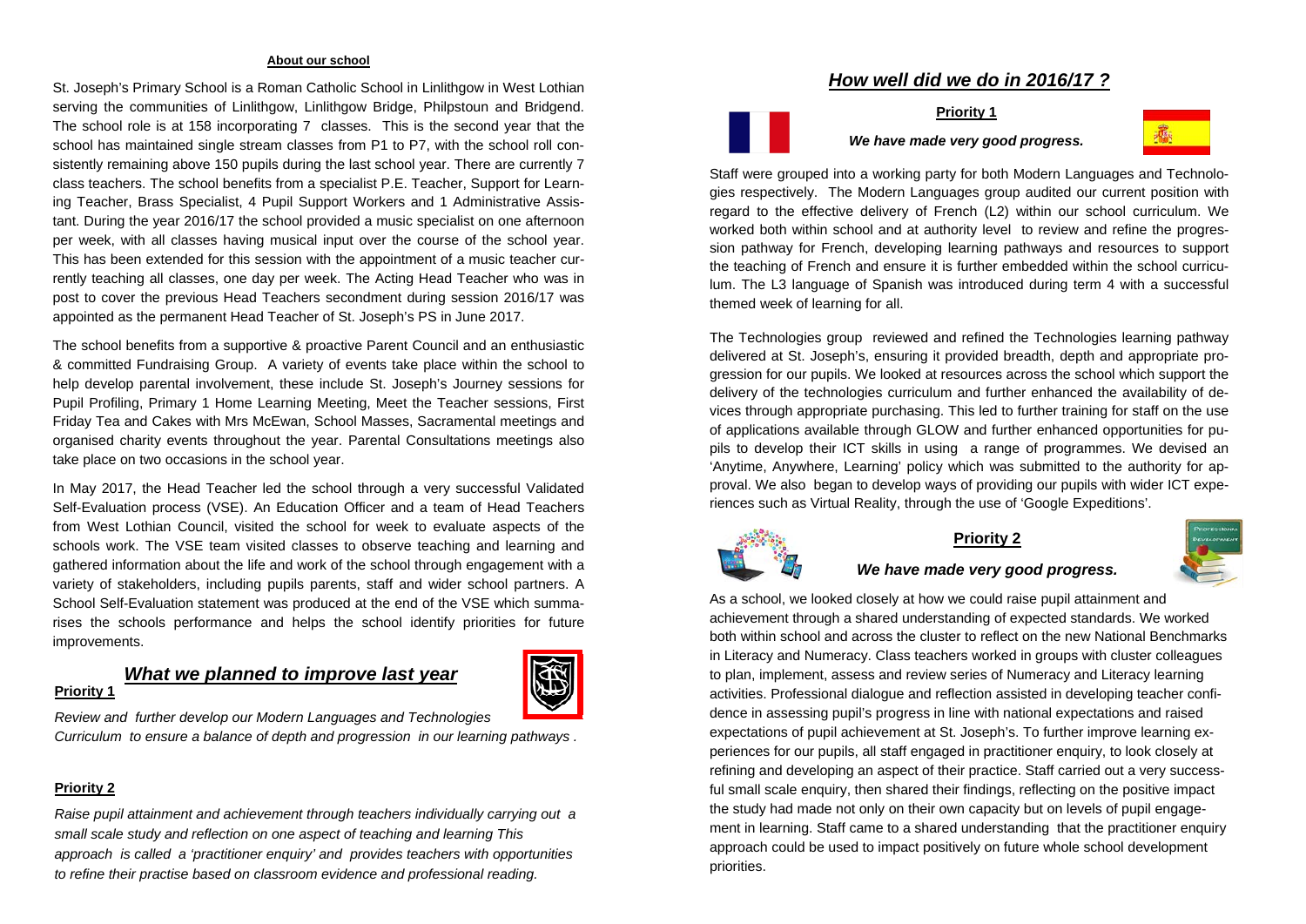## About our school

St. Joseph's Primary School is a Roman Catholic School in Linlithgow in West Lothian serving the communities of Linlithgow, Linlithgow Bridge, Philpstoun and Bridgend. The school role is at 158 incorporating 7 classes. This is the second year that the school has maintained single stream classes from P1 to P7, with the school roll consistently remaining above 150 pupils during the last school year. There are currently 7 class teachers. The school benefits from a specialist P.E. Teacher, Support for Learning Teacher, Brass Specialist, 4 Pupil Support Workers and 1 Administrative Assistant. During the year 2016/17 the school provided a music specialist on one afternoon per week, with all classes having musical input over the course of the school year. This has been extended for this session with the appointment of a music teacher currently teaching all classes, one day per week. The Acting Head Teacher who was in post to cover the previous Head Teachers secondment during session 2016/17 was appointed as the permanent Head Teacher of St. Joseph's PS in June 2017.

The school benefits from a supportive & proactive Parent Council and an enthusiastic & committed Fundraising Group. A variety of events take place within the school to help develop parental involvement, these include St. Joseph's Journey sessions for Pupil Profiling, Primary 1 Home Learning Meeting, Meet the Teacher sessions, First Friday Tea and Cakes with Mrs McEwan, School Masses, Sacramental meetings and organised charity events throughout the year. Parental Consultations meetings also take place on two occasions in the school year.

In May 2017, the Head Teacher led the school through a very successful Validated Self-Evaluation process (VSE). An Education Officer and a team of Head Teachers from West Lothian Council, visited the school for week to evaluate aspects of the schools work. The VSE team visited classes to observe teaching and learning and gathered information about the life and work of the school through engagement with a variety of stakeholders, including pupils parents, staff and wider school partners. A School Self-Evaluation statement was produced at the end of the VSE which summarises the schools performance and helps the school identify priorities for future improvements.

## *What we planned to improve last year*

**Priority 1**

*Review and further develop our Modern Languages and Technologies Curriculum to ensure a balance of depth and progression in our learning pathways .*

**Priority 2**

*Raise pupil attainment and achievement through teachers individually carrying out a small scale study and reflection on one aspect of teaching and learning This approach is called a 'practitioner enquiry' and provides teachers with opportunities to refine their practise based on classroom evidence and professional reading.*

## *How well did we do in 2016/17 ?*

**Priority 1**

***We have made very good progress.***

Staff were grouped into a working party for both Modern Languages and Technologies respectively. The Modern Languages group audited our current position with regard to the effective delivery of French (L2) within our school curriculum. We worked both within school and at authority level to review and refine the progression pathway for French, developing learning pathways and resources to support the teaching of French and ensure it is further embedded within the school curriculum. The L3 language of Spanish was introduced during term 4 with a successful themed week of learning for all.

The Technologies group reviewed and refined the Technologies learning pathway delivered at St. Joseph's, ensuring it provided breadth, depth and appropriate progression for our pupils. We looked at resources across the school which support the delivery of the technologies curriculum and further enhanced the availability of devices through appropriate purchasing. This led to further training for staff on the use of applications available through GLOW and further enhanced opportunities for pupils to develop their ICT skills in using a range of programmes. We devised an 'Anytime, Anywhere, Learning' policy which was submitted to the authority for approval. We also began to develop ways of providing our pupils with wider ICT experiences such as Virtual Reality, through the use of 'Google Expeditions'.

**Priority 2**

***We have made very good progress.***

As a school, we looked closely at how we could raise pupil attainment and achievement through a shared understanding of expected standards. We worked both within school and across the cluster to reflect on the new National Benchmarks in Literacy and Numeracy. Class teachers worked in groups with cluster colleagues to plan, implement, assess and review series of Numeracy and Literacy learning activities. Professional dialogue and reflection assisted in developing teacher confidence in assessing pupil's progress in line with national expectations and raised expectations of pupil achievement at St. Joseph's. To further improve learning experiences for our pupils, all staff engaged in practitioner enquiry, to look closely at refining and developing an aspect of their practice. Staff carried out a very successful small scale enquiry, then shared their findings, reflecting on the positive impact the study had made not only on their own capacity but on levels of pupil engagement in learning. Staff came to a shared understanding that the practitioner enquiry approach could be used to impact positively on future whole school development priorities.